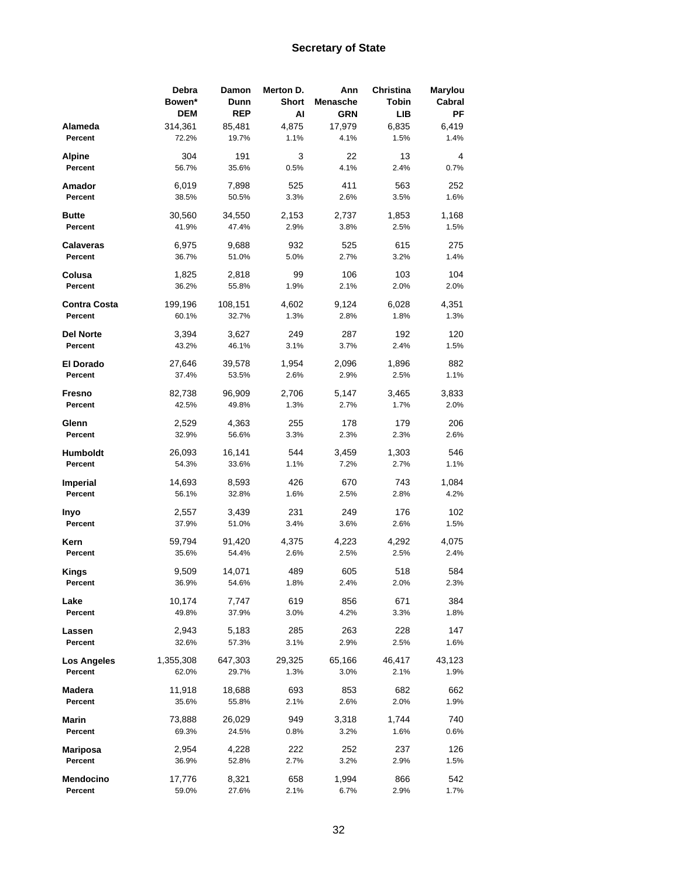## Secretary of State

| | Debra Bowen* DEM | Damon Dunn REP | Merton D. Short AI | Ann Menasche GRN | Christina Tobin LIB | Marylou Cabral PF |
|---|---|---|---|---|---|---|
| **Alameda** | 314,361 | 85,481 | 4,875 | 17,979 | 6,835 | 6,419 |
| **Percent** | 72.2% | 19.7% | 1.1% | 4.1% | 1.5% | 1.4% |
| **Alpine** | 304 | 191 | 3 | 22 | 13 | 4 |
| **Percent** | 56.7% | 35.6% | 0.5% | 4.1% | 2.4% | 0.7% |
| **Amador** | 6,019 | 7,898 | 525 | 411 | 563 | 252 |
| **Percent** | 38.5% | 50.5% | 3.3% | 2.6% | 3.5% | 1.6% |
| **Butte** | 30,560 | 34,550 | 2,153 | 2,737 | 1,853 | 1,168 |
| **Percent** | 41.9% | 47.4% | 2.9% | 3.8% | 2.5% | 1.5% |
| **Calaveras** | 6,975 | 9,688 | 932 | 525 | 615 | 275 |
| **Percent** | 36.7% | 51.0% | 5.0% | 2.7% | 3.2% | 1.4% |
| **Colusa** | 1,825 | 2,818 | 99 | 106 | 103 | 104 |
| **Percent** | 36.2% | 55.8% | 1.9% | 2.1% | 2.0% | 2.0% |
| **Contra Costa** | 199,196 | 108,151 | 4,602 | 9,124 | 6,028 | 4,351 |
| **Percent** | 60.1% | 32.7% | 1.3% | 2.8% | 1.8% | 1.3% |
| **Del Norte** | 3,394 | 3,627 | 249 | 287 | 192 | 120 |
| **Percent** | 43.2% | 46.1% | 3.1% | 3.7% | 2.4% | 1.5% |
| **El Dorado** | 27,646 | 39,578 | 1,954 | 2,096 | 1,896 | 882 |
| **Percent** | 37.4% | 53.5% | 2.6% | 2.9% | 2.5% | 1.1% |
| **Fresno** | 82,738 | 96,909 | 2,706 | 5,147 | 3,465 | 3,833 |
| **Percent** | 42.5% | 49.8% | 1.3% | 2.7% | 1.7% | 2.0% |
| **Glenn** | 2,529 | 4,363 | 255 | 178 | 179 | 206 |
| **Percent** | 32.9% | 56.6% | 3.3% | 2.3% | 2.3% | 2.6% |
| **Humboldt** | 26,093 | 16,141 | 544 | 3,459 | 1,303 | 546 |
| **Percent** | 54.3% | 33.6% | 1.1% | 7.2% | 2.7% | 1.1% |
| **Imperial** | 14,693 | 8,593 | 426 | 670 | 743 | 1,084 |
| **Percent** | 56.1% | 32.8% | 1.6% | 2.5% | 2.8% | 4.2% |
| **Inyo** | 2,557 | 3,439 | 231 | 249 | 176 | 102 |
| **Percent** | 37.9% | 51.0% | 3.4% | 3.6% | 2.6% | 1.5% |
| **Kern** | 59,794 | 91,420 | 4,375 | 4,223 | 4,292 | 4,075 |
| **Percent** | 35.6% | 54.4% | 2.6% | 2.5% | 2.5% | 2.4% |
| **Kings** | 9,509 | 14,071 | 489 | 605 | 518 | 584 |
| **Percent** | 36.9% | 54.6% | 1.8% | 2.4% | 2.0% | 2.3% |
| **Lake** | 10,174 | 7,747 | 619 | 856 | 671 | 384 |
| **Percent** | 49.8% | 37.9% | 3.0% | 4.2% | 3.3% | 1.8% |
| **Lassen** | 2,943 | 5,183 | 285 | 263 | 228 | 147 |
| **Percent** | 32.6% | 57.3% | 3.1% | 2.9% | 2.5% | 1.6% |
| **Los Angeles** | 1,355,308 | 647,303 | 29,325 | 65,166 | 46,417 | 43,123 |
| **Percent** | 62.0% | 29.7% | 1.3% | 3.0% | 2.1% | 1.9% |
| **Madera** | 11,918 | 18,688 | 693 | 853 | 682 | 662 |
| **Percent** | 35.6% | 55.8% | 2.1% | 2.6% | 2.0% | 1.9% |
| **Marin** | 73,888 | 26,029 | 949 | 3,318 | 1,744 | 740 |
| **Percent** | 69.3% | 24.5% | 0.8% | 3.2% | 1.6% | 0.6% |
| **Mariposa** | 2,954 | 4,228 | 222 | 252 | 237 | 126 |
| **Percent** | 36.9% | 52.8% | 2.7% | 3.2% | 2.9% | 1.5% |
| **Mendocino** | 17,776 | 8,321 | 658 | 1,994 | 866 | 542 |
| **Percent** | 59.0% | 27.6% | 2.1% | 6.7% | 2.9% | 1.7% |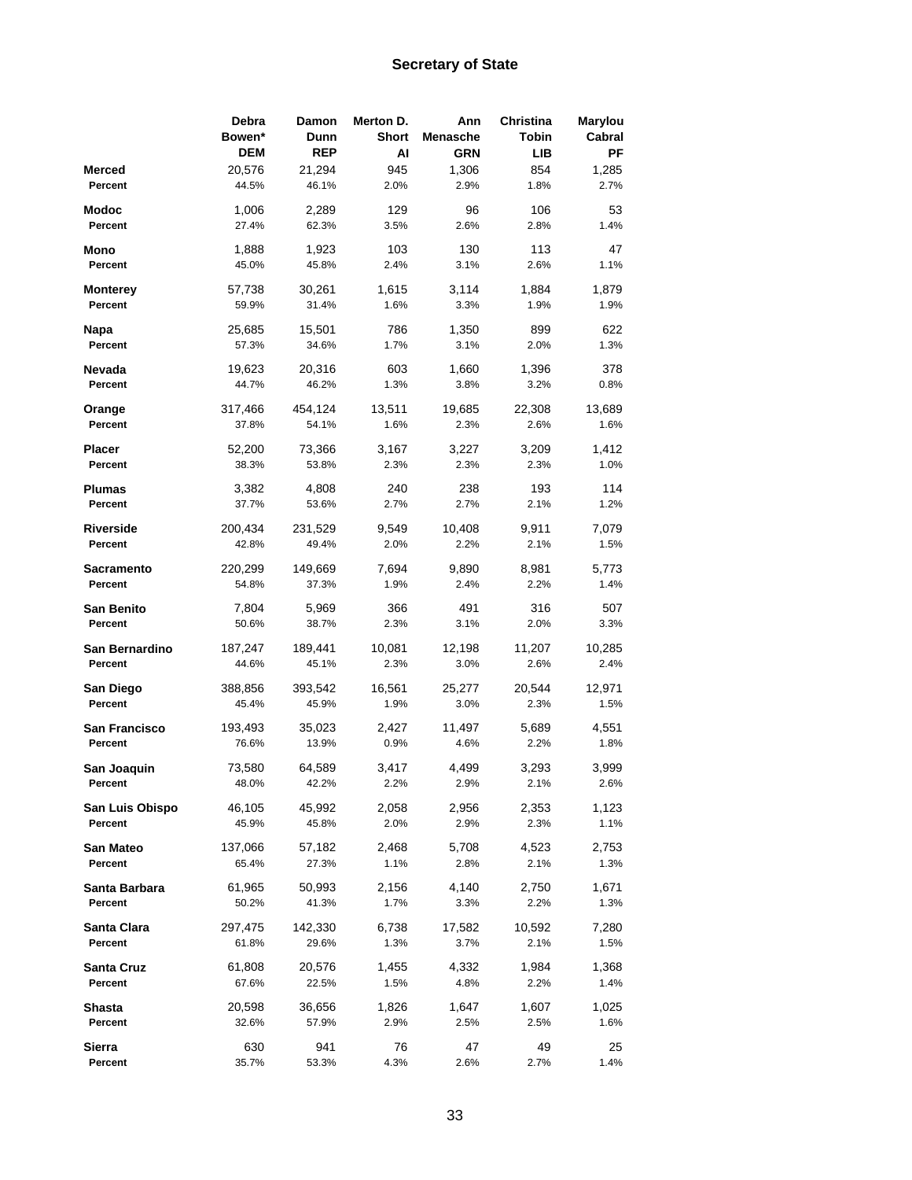## Secretary of State

| | Debra Bowen* DEM | Damon Dunn REP | Merton D. Short AI | Ann Menasche GRN | Christina Tobin LIB | Marylou Cabral PF |
|---|---|---|---|---|---|---|
| **Merced** | 20,576 | 21,294 | 945 | 1,306 | 854 | 1,285 |
| **Percent** | 44.5% | 46.1% | 2.0% | 2.9% | 1.8% | 2.7% |
| **Modoc** | 1,006 | 2,289 | 129 | 96 | 106 | 53 |
| **Percent** | 27.4% | 62.3% | 3.5% | 2.6% | 2.8% | 1.4% |
| **Mono** | 1,888 | 1,923 | 103 | 130 | 113 | 47 |
| **Percent** | 45.0% | 45.8% | 2.4% | 3.1% | 2.6% | 1.1% |
| **Monterey** | 57,738 | 30,261 | 1,615 | 3,114 | 1,884 | 1,879 |
| **Percent** | 59.9% | 31.4% | 1.6% | 3.3% | 1.9% | 1.9% |
| **Napa** | 25,685 | 15,501 | 786 | 1,350 | 899 | 622 |
| **Percent** | 57.3% | 34.6% | 1.7% | 3.1% | 2.0% | 1.3% |
| **Nevada** | 19,623 | 20,316 | 603 | 1,660 | 1,396 | 378 |
| **Percent** | 44.7% | 46.2% | 1.3% | 3.8% | 3.2% | 0.8% |
| **Orange** | 317,466 | 454,124 | 13,511 | 19,685 | 22,308 | 13,689 |
| **Percent** | 37.8% | 54.1% | 1.6% | 2.3% | 2.6% | 1.6% |
| **Placer** | 52,200 | 73,366 | 3,167 | 3,227 | 3,209 | 1,412 |
| **Percent** | 38.3% | 53.8% | 2.3% | 2.3% | 2.3% | 1.0% |
| **Plumas** | 3,382 | 4,808 | 240 | 238 | 193 | 114 |
| **Percent** | 37.7% | 53.6% | 2.7% | 2.7% | 2.1% | 1.2% |
| **Riverside** | 200,434 | 231,529 | 9,549 | 10,408 | 9,911 | 7,079 |
| **Percent** | 42.8% | 49.4% | 2.0% | 2.2% | 2.1% | 1.5% |
| **Sacramento** | 220,299 | 149,669 | 7,694 | 9,890 | 8,981 | 5,773 |
| **Percent** | 54.8% | 37.3% | 1.9% | 2.4% | 2.2% | 1.4% |
| **San Benito** | 7,804 | 5,969 | 366 | 491 | 316 | 507 |
| **Percent** | 50.6% | 38.7% | 2.3% | 3.1% | 2.0% | 3.3% |
| **San Bernardino** | 187,247 | 189,441 | 10,081 | 12,198 | 11,207 | 10,285 |
| **Percent** | 44.6% | 45.1% | 2.3% | 3.0% | 2.6% | 2.4% |
| **San Diego** | 388,856 | 393,542 | 16,561 | 25,277 | 20,544 | 12,971 |
| **Percent** | 45.4% | 45.9% | 1.9% | 3.0% | 2.3% | 1.5% |
| **San Francisco** | 193,493 | 35,023 | 2,427 | 11,497 | 5,689 | 4,551 |
| **Percent** | 76.6% | 13.9% | 0.9% | 4.6% | 2.2% | 1.8% |
| **San Joaquin** | 73,580 | 64,589 | 3,417 | 4,499 | 3,293 | 3,999 |
| **Percent** | 48.0% | 42.2% | 2.2% | 2.9% | 2.1% | 2.6% |
| **San Luis Obispo** | 46,105 | 45,992 | 2,058 | 2,956 | 2,353 | 1,123 |
| **Percent** | 45.9% | 45.8% | 2.0% | 2.9% | 2.3% | 1.1% |
| **San Mateo** | 137,066 | 57,182 | 2,468 | 5,708 | 4,523 | 2,753 |
| **Percent** | 65.4% | 27.3% | 1.1% | 2.8% | 2.1% | 1.3% |
| **Santa Barbara** | 61,965 | 50,993 | 2,156 | 4,140 | 2,750 | 1,671 |
| **Percent** | 50.2% | 41.3% | 1.7% | 3.3% | 2.2% | 1.3% |
| **Santa Clara** | 297,475 | 142,330 | 6,738 | 17,582 | 10,592 | 7,280 |
| **Percent** | 61.8% | 29.6% | 1.3% | 3.7% | 2.1% | 1.5% |
| **Santa Cruz** | 61,808 | 20,576 | 1,455 | 4,332 | 1,984 | 1,368 |
| **Percent** | 67.6% | 22.5% | 1.5% | 4.8% | 2.2% | 1.4% |
| **Shasta** | 20,598 | 36,656 | 1,826 | 1,647 | 1,607 | 1,025 |
| **Percent** | 32.6% | 57.9% | 2.9% | 2.5% | 2.5% | 1.6% |
| **Sierra** | 630 | 941 | 76 | 47 | 49 | 25 |
| **Percent** | 35.7% | 53.3% | 4.3% | 2.6% | 2.7% | 1.4% |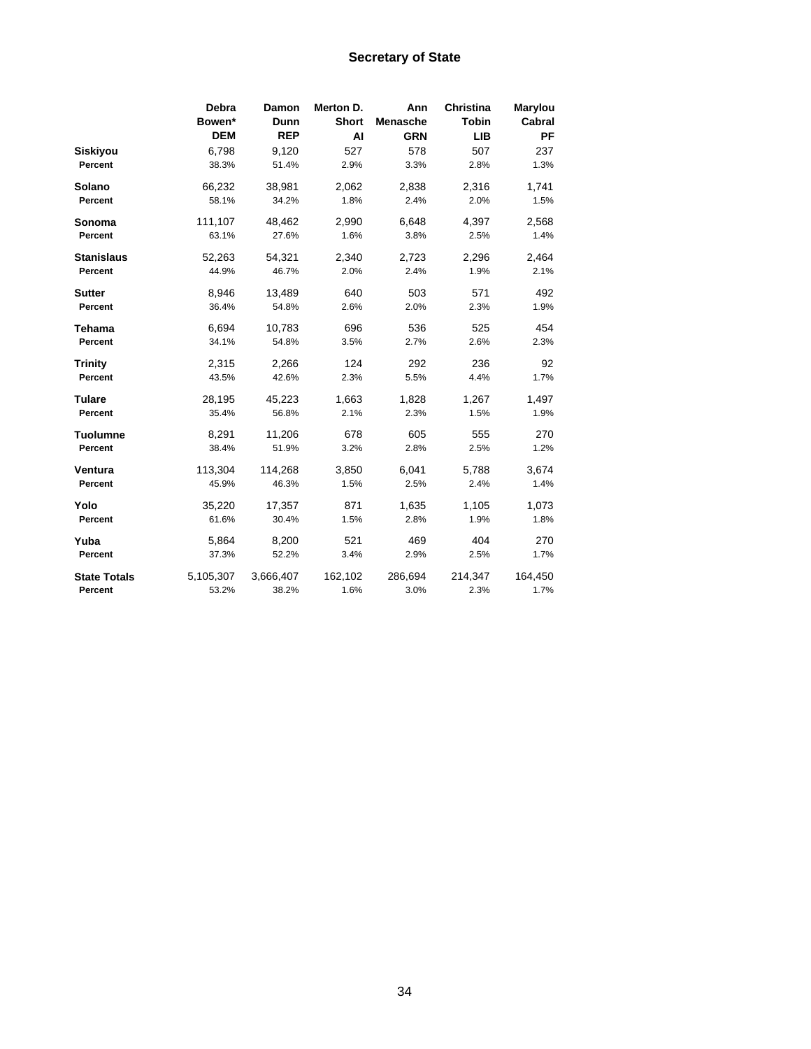# Secretary of State

| | Debra Bowen* DEM | Damon Dunn REP | Merton D. Short AI | Ann Menasche GRN | Christina Tobin LIB | Marylou Cabral PF |
|---|---|---|---|---|---|---|
| **Siskiyou** | 6,798 | 9,120 | 527 | 578 | 507 | 237 |
| **Percent** | 38.3% | 51.4% | 2.9% | 3.3% | 2.8% | 1.3% |
| **Solano** | 66,232 | 38,981 | 2,062 | 2,838 | 2,316 | 1,741 |
| **Percent** | 58.1% | 34.2% | 1.8% | 2.4% | 2.0% | 1.5% |
| **Sonoma** | 111,107 | 48,462 | 2,990 | 6,648 | 4,397 | 2,568 |
| **Percent** | 63.1% | 27.6% | 1.6% | 3.8% | 2.5% | 1.4% |
| **Stanislaus** | 52,263 | 54,321 | 2,340 | 2,723 | 2,296 | 2,464 |
| **Percent** | 44.9% | 46.7% | 2.0% | 2.4% | 1.9% | 2.1% |
| **Sutter** | 8,946 | 13,489 | 640 | 503 | 571 | 492 |
| **Percent** | 36.4% | 54.8% | 2.6% | 2.0% | 2.3% | 1.9% |
| **Tehama** | 6,694 | 10,783 | 696 | 536 | 525 | 454 |
| **Percent** | 34.1% | 54.8% | 3.5% | 2.7% | 2.6% | 2.3% |
| **Trinity** | 2,315 | 2,266 | 124 | 292 | 236 | 92 |
| **Percent** | 43.5% | 42.6% | 2.3% | 5.5% | 4.4% | 1.7% |
| **Tulare** | 28,195 | 45,223 | 1,663 | 1,828 | 1,267 | 1,497 |
| **Percent** | 35.4% | 56.8% | 2.1% | 2.3% | 1.5% | 1.9% |
| **Tuolumne** | 8,291 | 11,206 | 678 | 605 | 555 | 270 |
| **Percent** | 38.4% | 51.9% | 3.2% | 2.8% | 2.5% | 1.2% |
| **Ventura** | 113,304 | 114,268 | 3,850 | 6,041 | 5,788 | 3,674 |
| **Percent** | 45.9% | 46.3% | 1.5% | 2.5% | 2.4% | 1.4% |
| **Yolo** | 35,220 | 17,357 | 871 | 1,635 | 1,105 | 1,073 |
| **Percent** | 61.6% | 30.4% | 1.5% | 2.8% | 1.9% | 1.8% |
| **Yuba** | 5,864 | 8,200 | 521 | 469 | 404 | 270 |
| **Percent** | 37.3% | 52.2% | 3.4% | 2.9% | 2.5% | 1.7% |
| **State Totals** | 5,105,307 | 3,666,407 | 162,102 | 286,694 | 214,347 | 164,450 |
| **Percent** | 53.2% | 38.2% | 1.6% | 3.0% | 2.3% | 1.7% |